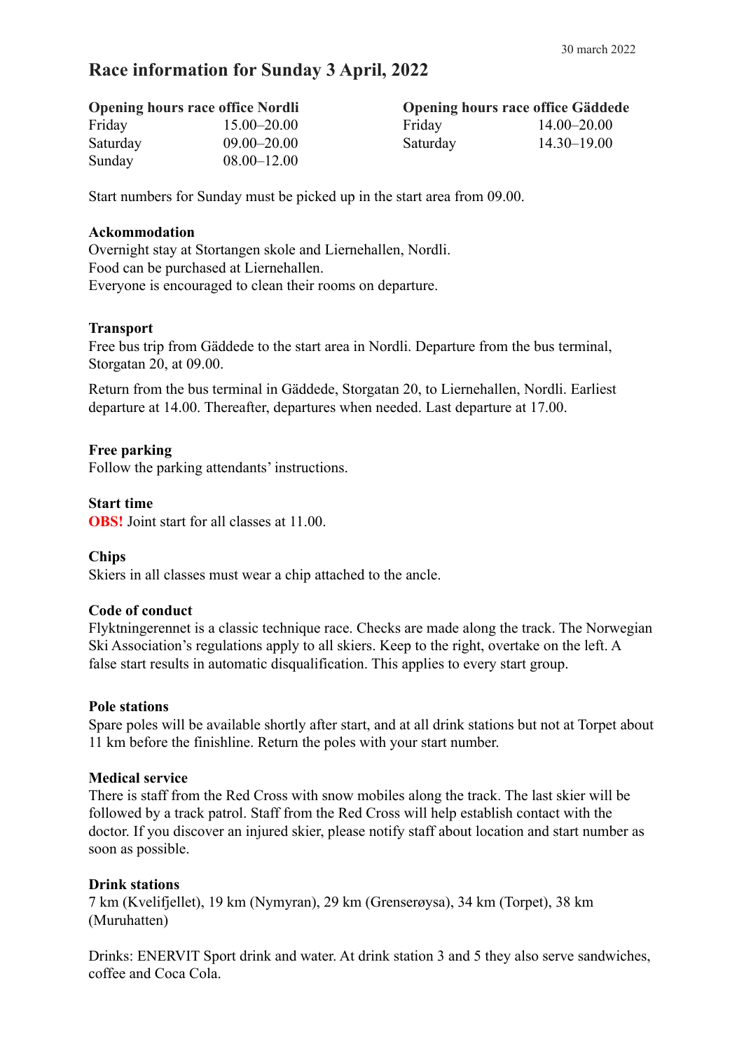30 march 2022

# Race information for Sunday 3 April, 2022

**Opening hours race office Nordli**

| | |
|---|---|
| Friday | 15.00–20.00 |
| Saturday | 09.00–20.00 |
| Sunday | 08.00–12.00 |

**Opening hours race office Gäddede**

| | |
|---|---|
| Friday | 14.00–20.00 |
| Saturday | 14.30–19.00 |

Start numbers for Sunday must be picked up in the start area from 09.00.

**Ackommodation**
Overnight stay at Stortangen skole and Liernehallen, Nordli.
Food can be purchased at Liernehallen.
Everyone is encouraged to clean their rooms on departure.

**Transport**
Free bus trip from Gäddede to the start area in Nordli. Departure from the bus terminal, Storgatan 20, at 09.00.

Return from the bus terminal in Gäddede, Storgatan 20, to Liernehallen, Nordli. Earliest departure at 14.00. Thereafter, departures when needed. Last departure at 17.00.

**Free parking**
Follow the parking attendants' instructions.

**Start time**
**OBS!** Joint start for all classes at 11.00.

**Chips**
Skiers in all classes must wear a chip attached to the ancle.

**Code of conduct**
Flyktningerennet is a classic technique race. Checks are made along the track. The Norwegian Ski Association's regulations apply to all skiers. Keep to the right, overtake on the left. A false start results in automatic disqualification. This applies to every start group.

**Pole stations**
Spare poles will be available shortly after start, and at all drink stations but not at Torpet about 11 km before the finishline. Return the poles with your start number.

**Medical service**
There is staff from the Red Cross with snow mobiles along the track. The last skier will be followed by a track patrol. Staff from the Red Cross will help establish contact with the doctor. If you discover an injured skier, please notify staff about location and start number as soon as possible.

**Drink stations**
7 km (Kvelifjellet), 19 km (Nymyran), 29 km (Grenserøysa), 34 km (Torpet), 38 km (Muruhatten)

Drinks: ENERVIT Sport drink and water. At drink station 3 and 5 they also serve sandwiches, coffee and Coca Cola.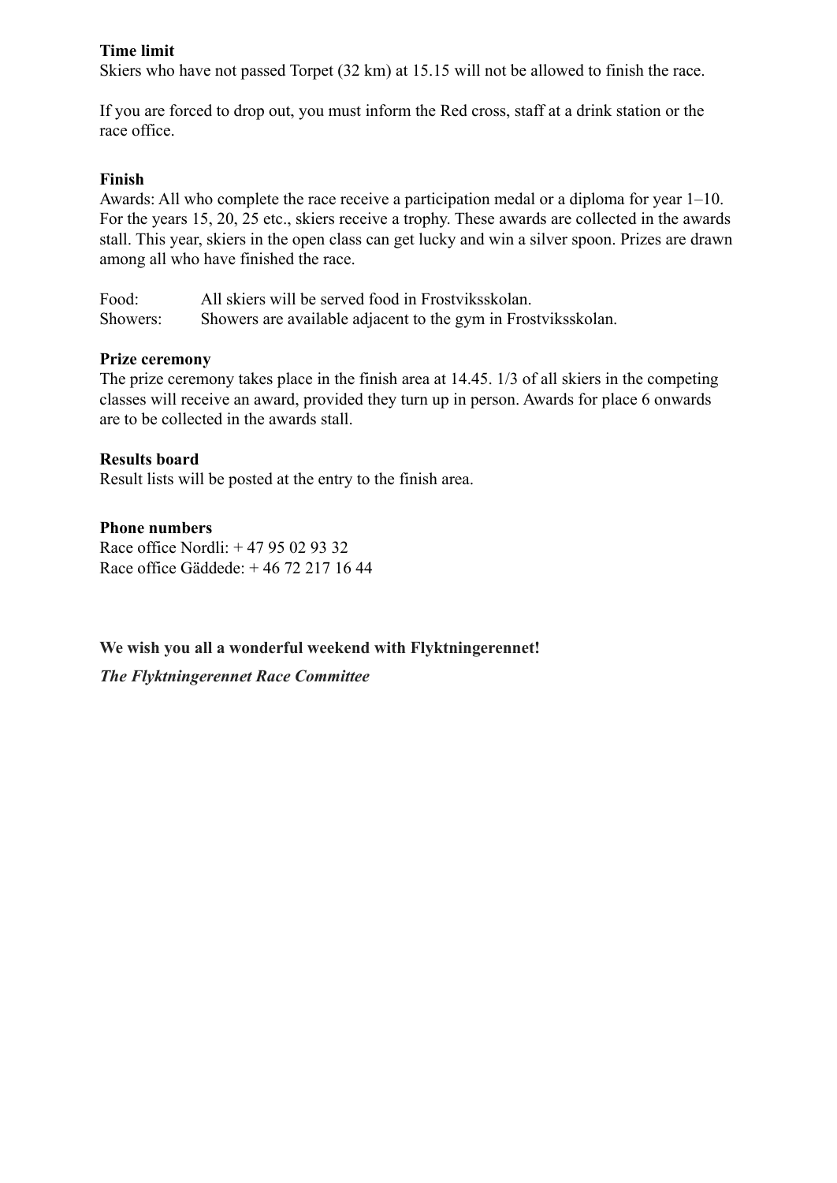**Time limit**

Skiers who have not passed Torpet (32 km) at 15.15 will not be allowed to finish the race.

If you are forced to drop out, you must inform the Red cross, staff at a drink station or the race office.

**Finish**

Awards: All who complete the race receive a participation medal or a diploma for year 1–10. For the years 15, 20, 25 etc., skiers receive a trophy. These awards are collected in the awards stall. This year, skiers in the open class can get lucky and win a silver spoon. Prizes are drawn among all who have finished the race.

| | |
|---|---|
| Food: | All skiers will be served food in Frostviksskolan. |
| Showers: | Showers are available adjacent to the gym in Frostviksskolan. |

**Prize ceremony**

The prize ceremony takes place in the finish area at 14.45. 1/3 of all skiers in the competing classes will receive an award, provided they turn up in person. Awards for place 6 onwards are to be collected in the awards stall.

**Results board**

Result lists will be posted at the entry to the finish area.

**Phone numbers**

Race office Nordli: + 47 95 02 93 32
Race office Gäddede: + 46 72 217 16 44

**We wish you all a wonderful weekend with Flyktningerennet!**

***The Flyktningerennet Race Committee***